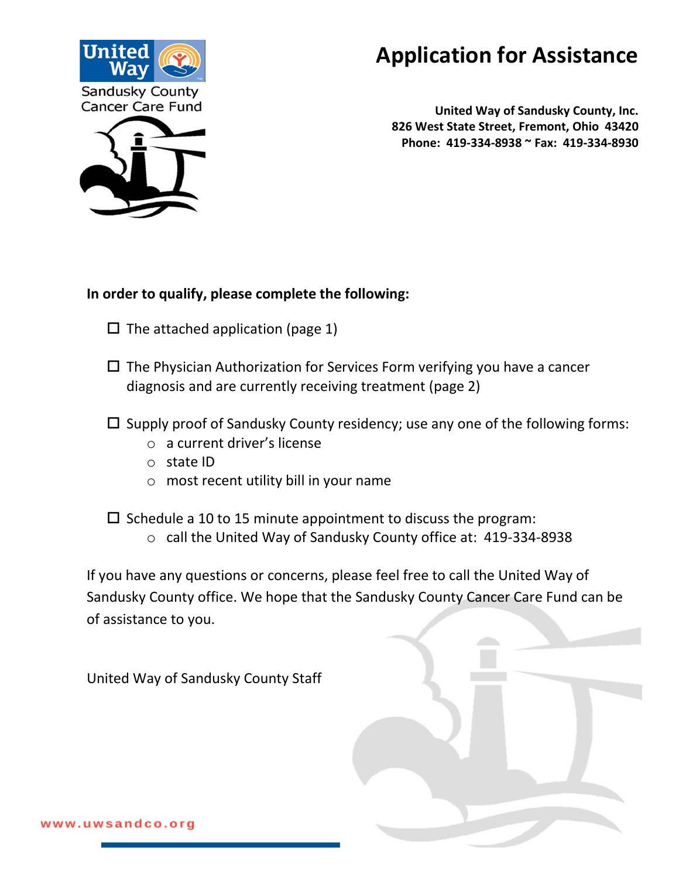United Way

Sandusky County
Cancer Care Fund

# Application for Assistance

**United Way of Sandusky County, Inc.**
**826 West State Street, Fremont, Ohio 43420**
**Phone: 419-334-8938 ~ Fax: 419-334-8930**

**In order to qualify, please complete the following:**

- ☐ The attached application (page 1)
- ☐ The Physician Authorization for Services Form verifying you have a cancer diagnosis and are currently receiving treatment (page 2)
- ☐ Supply proof of Sandusky County residency; use any one of the following forms:
  - a current driver's license
  - state ID
  - most recent utility bill in your name
- ☐ Schedule a 10 to 15 minute appointment to discuss the program:
  - call the United Way of Sandusky County office at: 419-334-8938

If you have any questions or concerns, please feel free to call the United Way of Sandusky County office. We hope that the Sandusky County Cancer Care Fund can be of assistance to you.

United Way of Sandusky County Staff

www.uwsandco.org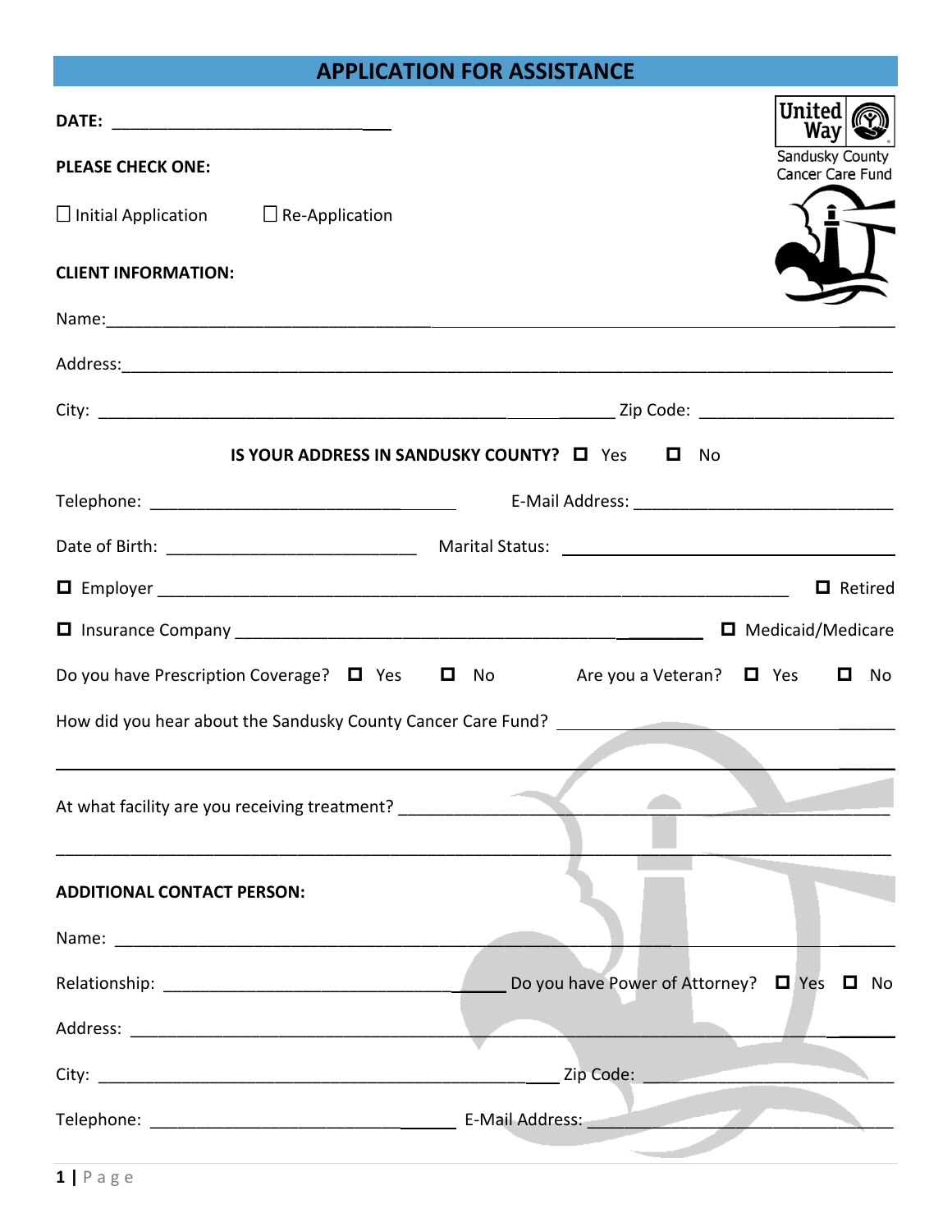# APPLICATION FOR ASSISTANCE

United Way
Sandusky County
Cancer Care Fund

**DATE:** ______________________________

**PLEASE CHECK ONE:**

☐ Initial Application ☐ Re-Application

**CLIENT INFORMATION:**

Name: ____________________________________________________________

Address: ____________________________________________________________

City: ______________________________________ Zip Code: ____________________

**IS YOUR ADDRESS IN SANDUSKY COUNTY?** ☐ Yes ☐ No

Telephone: ______________________________ E-Mail Address: ______________________________

Date of Birth: ___________________________ Marital Status: ______________________________

☐ Employer ______________________________________________________ ☐ Retired

☐ Insurance Company ______________________________________________ ☐ Medicaid/Medicare

Do you have Prescription Coverage? ☐ Yes ☐ No Are you a Veteran? ☐ Yes ☐ No

How did you hear about the Sandusky County Cancer Care Fund? ______________________________

____________________________________________________________

At what facility are you receiving treatment? ______________________________

____________________________________________________________

**ADDITIONAL CONTACT PERSON:**

Name: ____________________________________________________________

Relationship: ______________________________ Do you have Power of Attorney? ☐ Yes ☐ No

Address: ____________________________________________________________

City: ______________________________________ Zip Code: ____________________

Telephone: ______________________________ E-Mail Address: ______________________________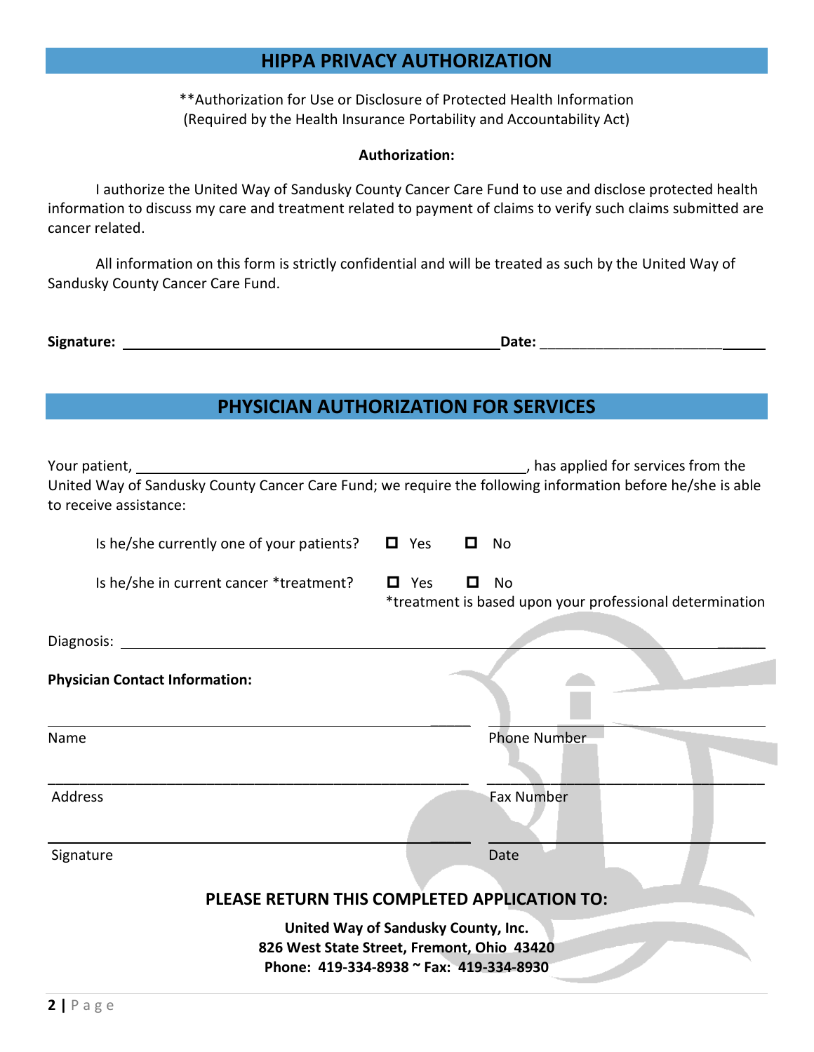## HIPPA PRIVACY AUTHORIZATION

**Authorization for Use or Disclosure of Protected Health Information
(Required by the Health Insurance Portability and Accountability Act)

**Authorization:**

I authorize the United Way of Sandusky County Cancer Care Fund to use and disclose protected health information to discuss my care and treatment related to payment of claims to verify such claims submitted are cancer related.

All information on this form is strictly confidential and will be treated as such by the United Way of Sandusky County Cancer Care Fund.

**Signature:** ______________________________ **Date:** ______________________

## PHYSICIAN AUTHORIZATION FOR SERVICES

Your patient, ______________________________, has applied for services from the United Way of Sandusky County Cancer Care Fund; we require the following information before he/she is able to receive assistance:

Is he/she currently one of your patients? ☐ Yes ☐ No

Is he/she in current cancer *treatment? ☐ Yes ☐ No
*treatment is based upon your professional determination

Diagnosis: ______________________________

**Physician Contact Information:**

______________________________ ______________________________
Name Phone Number

______________________________ ______________________________
Address Fax Number

______________________________ ______________________________
Signature Date

**PLEASE RETURN THIS COMPLETED APPLICATION TO:**

**United Way of Sandusky County, Inc.**
**826 West State Street, Fremont, Ohio 43420**
**Phone: 419-334-8938 ~ Fax: 419-334-8930**